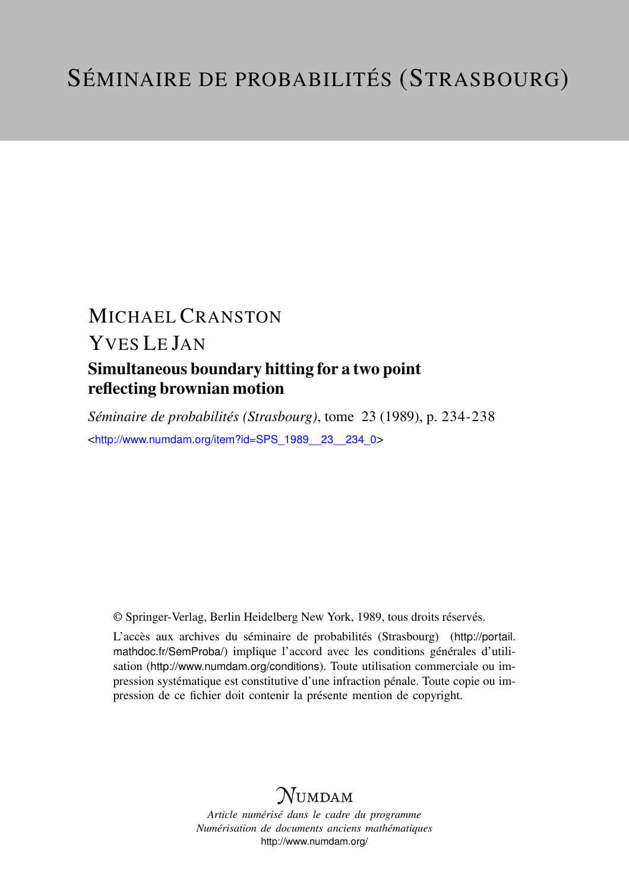# SÉMINAIRE DE PROBABILITÉS (STRASBOURG)

## MICHAEL CRANSTON

## YVES LE JAN

### Simultaneous boundary hitting for a two point reflecting brownian motion

*Séminaire de probabilités (Strasbourg)*, tome 23 (1989), p. 234-238

<http://www.numdam.org/item?id=SPS_1989__23__234_0>

© Springer-Verlag, Berlin Heidelberg New York, 1989, tous droits réservés.

L'accès aux archives du séminaire de probabilités (Strasbourg) (http://portail.mathdoc.fr/SemProba/) implique l'accord avec les conditions générales d'utilisation (http://www.numdam.org/conditions). Toute utilisation commerciale ou impression systématique est constitutive d'une infraction pénale. Toute copie ou impression de ce fichier doit contenir la présente mention de copyright.

NUMDAM

*Article numérisé dans le cadre du programme*
*Numérisation de documents anciens mathématiques*
http://www.numdam.org/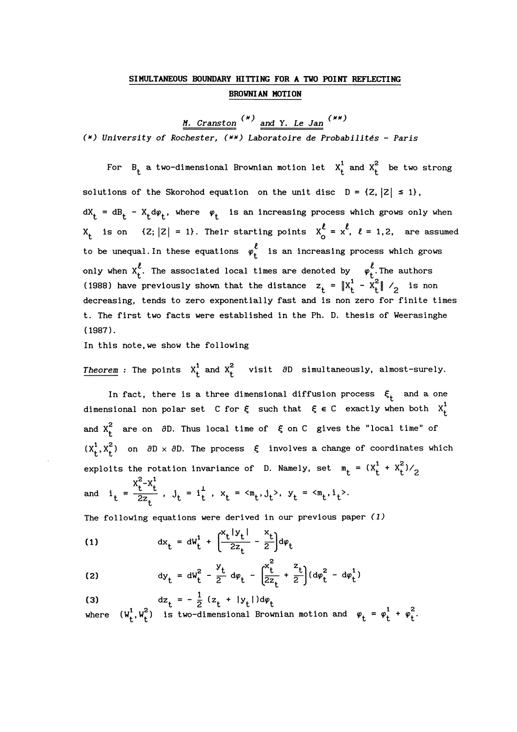# SIMULTANEOUS BOUNDARY HITTING FOR A TWO POINT REFLECTING BROWNIAN MOTION

M. Cranston (*) and Y. Le Jan (**)

(*) *University of Rochester*, (**) *Laboratoire de Probabilités - Paris*

For $B_t$ a two-dimensional Brownian motion let $X_t^1$ and $X_t^2$ be two strong solutions of the Skorohod equation on the unit disc $D = \{Z, |Z| \le 1\}$, $dX_t = dB_t - X_t d\varphi_t$, where $\varphi_t$ is an increasing process which grows only when $X_t$ is on $\{Z; |Z| = 1\}$. Their starting points $X_0^\ell = x^\ell$, $\ell = 1,2$, are assumed to be unequal. In these equations $\varphi_t^\ell$ is an increasing process which grows only when $X_t^\ell$. The associated local times are denoted by $\varphi_t^\ell$. The authors (1988) have previously shown that the distance $z_t = \|X_t^1 - X_t^2\| /_2$ is non decreasing, tends to zero exponentially fast and is non zero for finite times t. The first two facts were established in the Ph. D. thesis of Weerasinghe (1987).

In this note, we show the following

*Theorem* : The points $X_t^1$ and $X_t^2$ visit $\partial D$ simultaneously, almost-surely.

In fact, there is a three dimensional diffusion process $\xi_t$ and a one dimensional non polar set C for $\xi$ such that $\xi \in C$ exactly when both $X_t^1$ and $X_t^2$ are on $\partial D$. Thus local time of $\xi$ on C gives the "local time" of $(X_t^1, X_t^2)$ on $\partial D \times \partial D$. The process $\xi$ involves a change of coordinates which exploits the rotation invariance of D. Namely, set $m_t = (X_t^1 + X_t^2)/_2$ and $i_t = \dfrac{X_t^2 - X_t^1}{2z_t}$, $j_t = i_t^\perp$, $x_t = \langle m_t, j_t \rangle$, $y_t = \langle m_t, i_t \rangle$.

The following equations were derived in our previous paper *(1)*

$$dx_t = dW_t^1 + \left(\frac{x_t|y_t|}{2z_t} - \frac{x_t}{2}\right)d\varphi_t \tag{1}$$

$$dy_t = dW_t^2 - \frac{y_t}{2}\,d\varphi_t - \left(\frac{x_t^2}{2z_t} + \frac{z_t}{2}\right)(d\varphi_t^2 - d\varphi_t^1) \tag{2}$$

$$dz_t = -\frac{1}{2}\,(z_t + |y_t|)d\varphi_t \tag{3}$$

where $(W_t^1, W_t^2)$ is two-dimensional Brownian motion and $\varphi_t = \varphi_t^1 + \varphi_t^2$.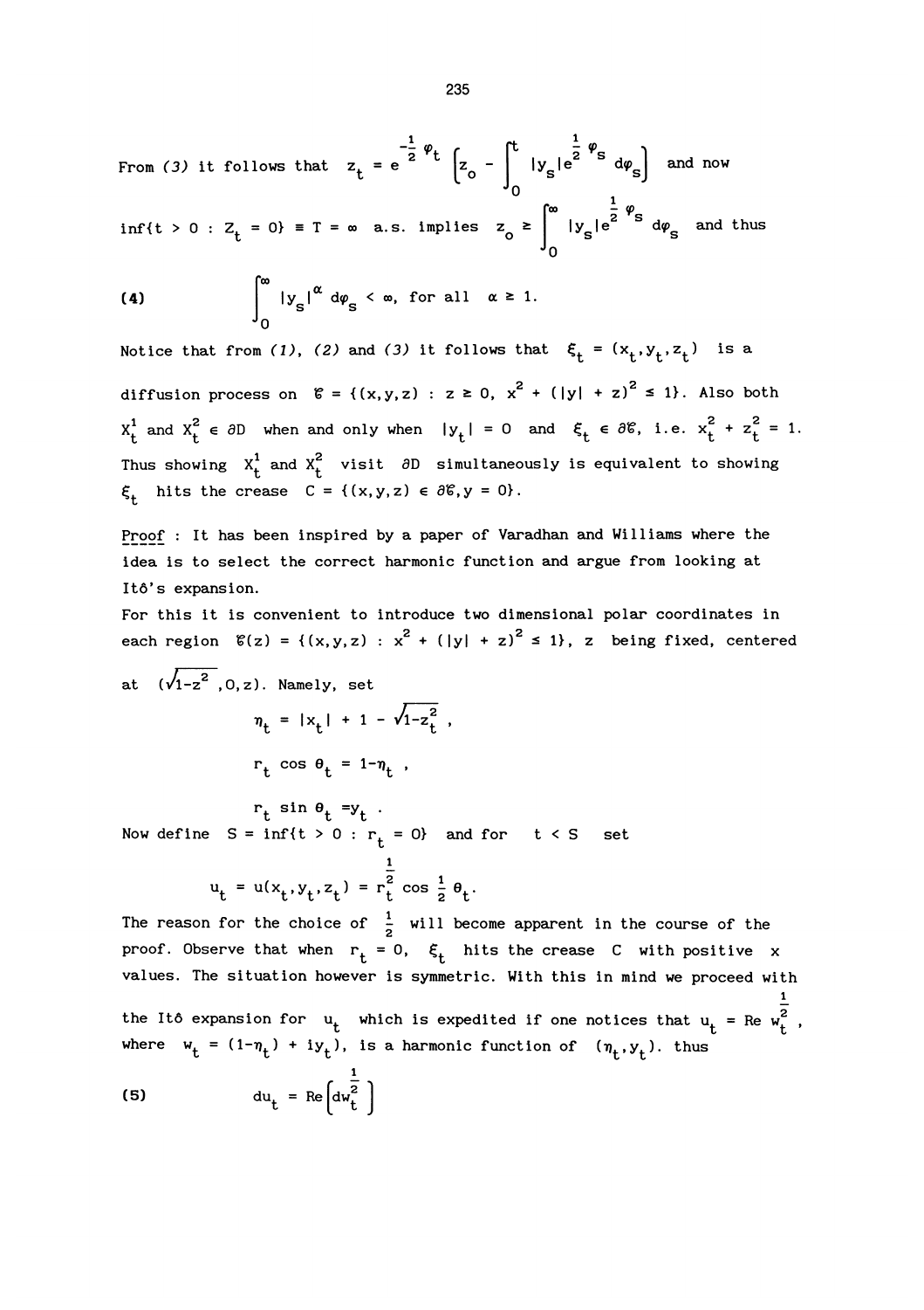From *(3)* it follows that $z_t = e^{-\frac{1}{2}\varphi_t}\left[z_o - \int_0^t |y_s| e^{\frac{1}{2}\varphi_s} d\varphi_s\right]$ and now $\inf\{t > 0 : Z_t = 0\} \equiv T = \infty$ a.s. implies $z_o \geq \int_0^\infty |y_s| e^{\frac{1}{2}\varphi_s} d\varphi_s$ and thus

$$\text{(4)} \qquad \int_0^\infty |y_s|^\alpha \, d\varphi_s < \infty, \text{ for all } \alpha \geq 1.$$

Notice that from *(1)*, *(2)* and *(3)* it follows that $\xi_t = (x_t, y_t, z_t)$ is a diffusion process on $\mathcal{C} = \{(x,y,z) : z \geq 0,\ x^2 + (|y| + z)^2 \leq 1\}$. Also both $X_t^1$ and $X_t^2 \in \partial D$ when and only when $|y_t| = 0$ and $\xi_t \in \partial\mathcal{C}$, i.e. $x_t^2 + z_t^2 = 1$. Thus showing $X_t^1$ and $X_t^2$ visit $\partial D$ simultaneously is equivalent to showing $\xi_t$ hits the crease $C = \{(x,y,z) \in \partial\mathcal{C}, y = 0\}$.

Proof : It has been inspired by a paper of Varadhan and Williams where the idea is to select the correct harmonic function and argue from looking at Itô's expansion.

For this it is convenient to introduce two dimensional polar coordinates in each region $\mathcal{C}(z) = \{(x,y,z) : x^2 + (|y| + z)^2 \leq 1\}$, $z$ being fixed, centered at $(\sqrt{1-z^2}, 0, z)$. Namely, set

$$\eta_t = |x_t| + 1 - \sqrt{1-z_t^2}\,,$$

$$r_t \cos\theta_t = 1 - \eta_t\,,$$

$$r_t \sin\theta_t = y_t\,.$$

Now define $S = \inf\{t > 0 : r_t = 0\}$ and for $t < S$ set

$$u_t = u(x_t, y_t, z_t) = r_t^{\frac{1}{2}} \cos\tfrac{1}{2}\theta_t.$$

The reason for the choice of $\frac{1}{2}$ will become apparent in the course of the proof. Observe that when $r_t = 0$, $\xi_t$ hits the crease $C$ with positive $x$ values. The situation however is symmetric. With this in mind we proceed with the Itô expansion for $u_t$ which is expedited if one notices that $u_t = \text{Re}\, w_t^{\frac{1}{2}}$, where $w_t = (1-\eta_t) + iy_t)$, is a harmonic function of $(\eta_t, y_t)$. thus

$$\text{(5)} \qquad du_t = \text{Re}\left[dw_t^{\frac{1}{2}}\right]$$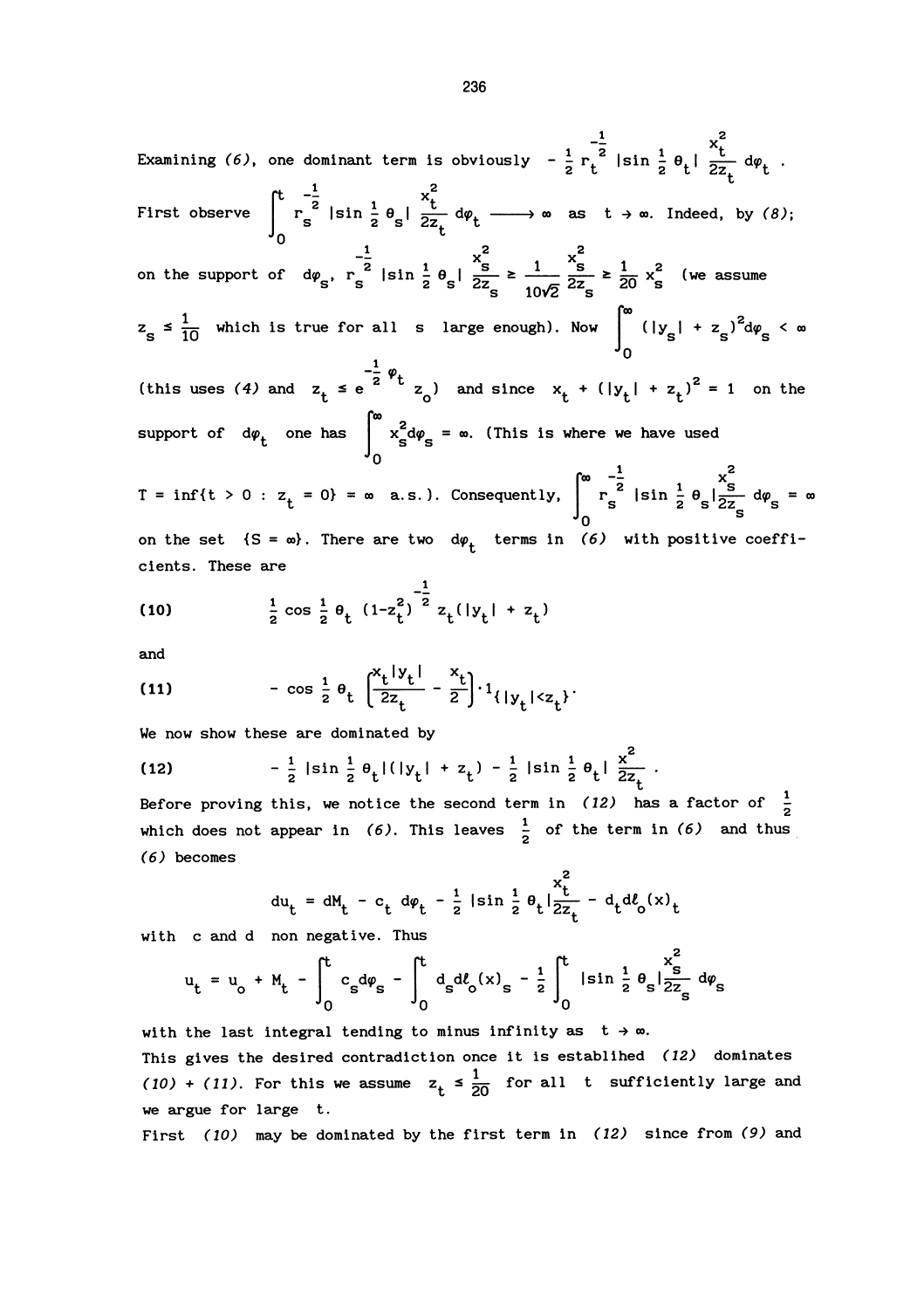Examining *(6)*, one dominant term is obviously $-\frac{1}{2} r_t^{-\frac{1}{2}} |\sin \frac{1}{2}\theta_t| \frac{x_t^2}{2z_t} d\varphi_t$.
First observe $\int_0^t r_s^{-\frac{1}{2}} |\sin \frac{1}{2}\theta_s| \frac{x_t^2}{2z_t} d\varphi_t \longrightarrow \infty$ as $t \to \infty$. Indeed, by *(8)*; on the support of $d\varphi_s$, $r_s^{-\frac{1}{2}} |\sin \frac{1}{2}\theta_s| \frac{x_s^2}{2z_s} \geq \frac{1}{10\sqrt{2}} \frac{x_s^2}{2z_s} \geq \frac{1}{20} x_s^2$ (we assume $z_s \leq \frac{1}{10}$ which is true for all $s$ large enough). Now $\int_0^\infty (|y_s| + z_s)^2 d\varphi_s < \infty$ (this uses *(4)* and $z_t \leq e^{-\frac{1}{2}\varphi_t} z_o$) and since $x_t + (|y_t| + z_t)^2 = 1$ on the support of $d\varphi_t$ one has $\int_0^\infty x_s^2 d\varphi_s = \infty$. (This is where we have used $T = \inf\{t > 0 : z_t = 0\} = \infty$ a.s.). Consequently, $\int_0^\infty r_s^{-\frac{1}{2}} |\sin \frac{1}{2}\theta_s| \frac{x_s^2}{2z_s} d\varphi_s = \infty$ on the set $\{S = \infty\}$. There are two $d\varphi_t$ terms in *(6)* with positive coefficients. These are

$$\textbf{(10)} \qquad \frac{1}{2}\cos\frac{1}{2}\theta_t \,(1-z_t^2)^{-\frac{1}{2}} z_t(|y_t| + z_t)$$

and

$$\textbf{(11)} \qquad -\cos\frac{1}{2}\theta_t \left(\frac{x_t|y_t|}{2z_t} - \frac{x_t}{2}\right)\cdot 1_{\{|y_t|<z_t\}}.$$

We now show these are dominated by

$$\textbf{(12)} \qquad -\frac{1}{2}|\sin\frac{1}{2}\theta_t|(|y_t| + z_t) - \frac{1}{2}|\sin\frac{1}{2}\theta_t| \frac{x^2}{2z_t}.$$

Before proving this, we notice the second term in *(12)* has a factor of $\frac{1}{2}$ which does not appear in *(6)*. This leaves $\frac{1}{2}$ of the term in *(6)* and thus *(6)* becomes

$$du_t = dM_t - c_t\, d\varphi_t - \frac{1}{2}|\sin\frac{1}{2}\theta_t|\frac{x_t^2}{2z_t} - d_t d\ell_o(x)_t$$

with c and d non negative. Thus

$$u_t = u_o + M_t - \int_0^t c_s d\varphi_s - \int_0^t d_s d\ell_o(x)_s - \frac{1}{2}\int_0^t |\sin\frac{1}{2}\theta_s| \frac{x_s^2}{2z_s} d\varphi_s$$

with the last integral tending to minus infinity as $t \to \infty$.
This gives the desired contradiction once it is establihed *(12)* dominates *(10)* + *(11)*. For this we assume $z_t \leq \frac{1}{20}$ for all $t$ sufficiently large and we argue for large $t$.
First *(10)* may be dominated by the first term in *(12)* since from *(9)* and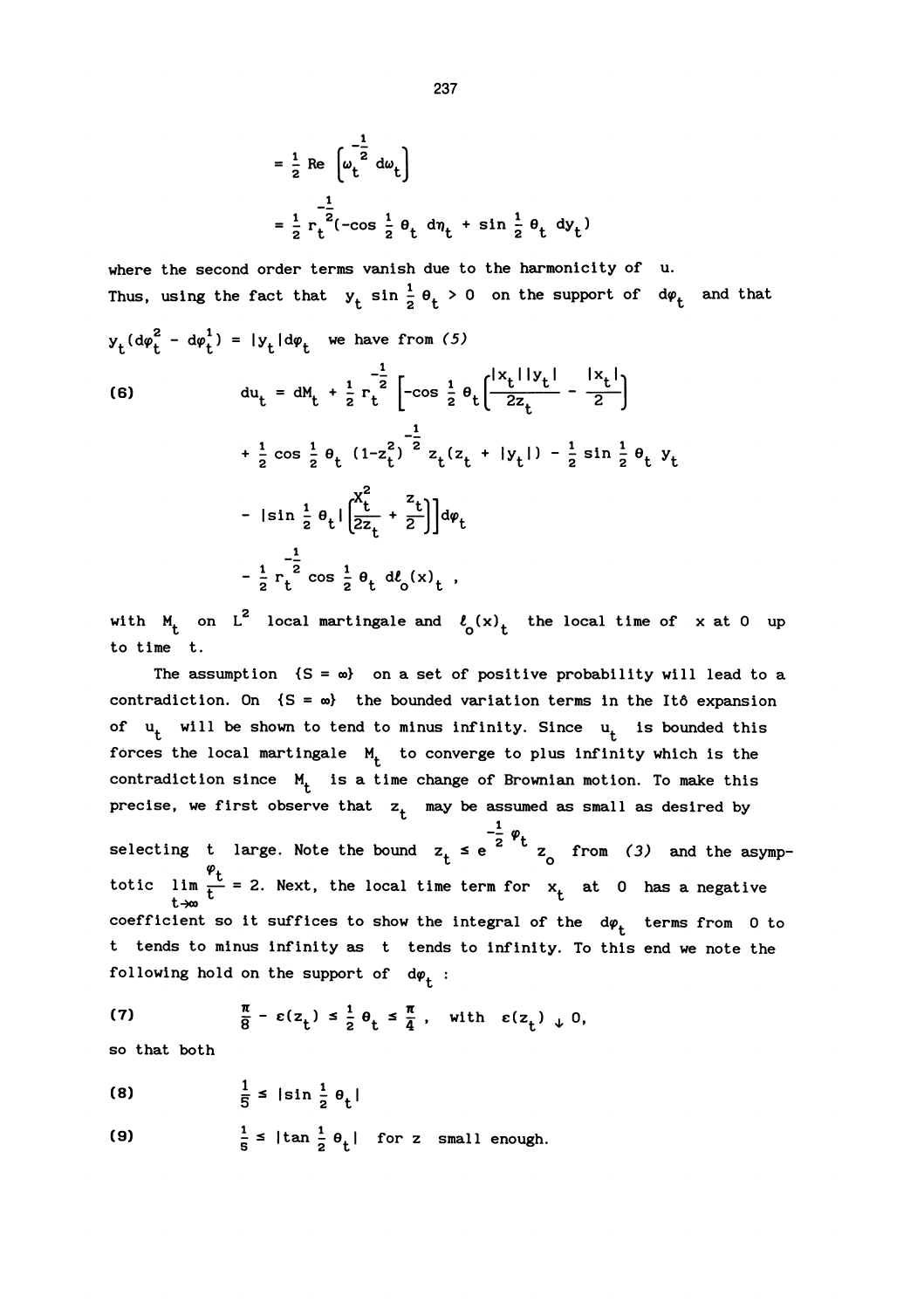$$= \frac{1}{2} \operatorname{Re} \left[ \omega_t^{-\frac{1}{2}} \, d\omega_t \right]$$

$$= \frac{1}{2} r_t^{-\frac{1}{2}} (-\cos \tfrac{1}{2} \theta_t \, d\eta_t + \sin \tfrac{1}{2} \theta_t \, dy_t)$$

where the second order terms vanish due to the harmonicity of $u$. Thus, using the fact that $y_t \sin \frac{1}{2} \theta_t > 0$ on the support of $d\varphi_t$ and that $y_t(d\varphi_t^2 - d\varphi_t^1) = |y_t| d\varphi_t$ we have from *(5)*

$$\begin{aligned}
(6) \qquad du_t = dM_t &+ \frac{1}{2} r_t^{-\frac{1}{2}} \Bigg[ -\cos \tfrac{1}{2} \theta_t \left( \frac{|x_t||y_t|}{2z_t} - \frac{|x_t|}{2} \right) \\
&+ \frac{1}{2} \cos \tfrac{1}{2} \theta_t \, (1-z_t^2)^{-\frac{1}{2}} z_t (z_t + |y_t|) - \frac{1}{2} \sin \tfrac{1}{2} \theta_t \, y_t \\
&- |\sin \tfrac{1}{2} \theta_t| \left( \frac{x_t^2}{2z_t} + \frac{z_t}{2} \right) \Bigg] d\varphi_t \\
&- \frac{1}{2} r_t^{-\frac{1}{2}} \cos \tfrac{1}{2} \theta_t \, d\ell_o(x)_t \, ,
\end{aligned}$$

with $M_t$ on $L^2$ local martingale and $\ell_o(x)_t$ the local time of $x$ at $0$ up to time $t$.

The assumption $\{S = \infty\}$ on a set of positive probability will lead to a contradiction. On $\{S = \infty\}$ the bounded variation terms in the Itô expansion of $u_t$ will be shown to tend to minus infinity. Since $u_t$ is bounded this forces the local martingale $M_t$ to converge to plus infinity which is the contradiction since $M_t$ is a time change of Brownian motion. To make this precise, we first observe that $z_t$ may be assumed as small as desired by selecting $t$ large. Note the bound $z_t \le e^{-\frac{1}{2} \varphi_t} z_o$ from *(3)* and the asymptotic $\lim\limits_{t \to \infty} \frac{\varphi_t}{t} = 2$. Next, the local time term for $x_t$ at $0$ has a negative coefficient so it suffices to show the integral of the $d\varphi_t$ terms from $0$ to $t$ tends to minus infinity as $t$ tends to infinity. To this end we note the following hold on the support of $d\varphi_t$ :

$$(7) \qquad \frac{\pi}{8} - \varepsilon(z_t) \le \frac{1}{2} \theta_t \le \frac{\pi}{4} \, , \quad \text{with} \quad \varepsilon(z_t) \downarrow 0,$$

so that both

$$(8) \qquad \frac{1}{5} \le |\sin \tfrac{1}{2} \theta_t|$$

$$(9) \qquad \frac{1}{5} \le |\tan \tfrac{1}{2} \theta_t| \quad \text{for } z \text{ small enough.}$$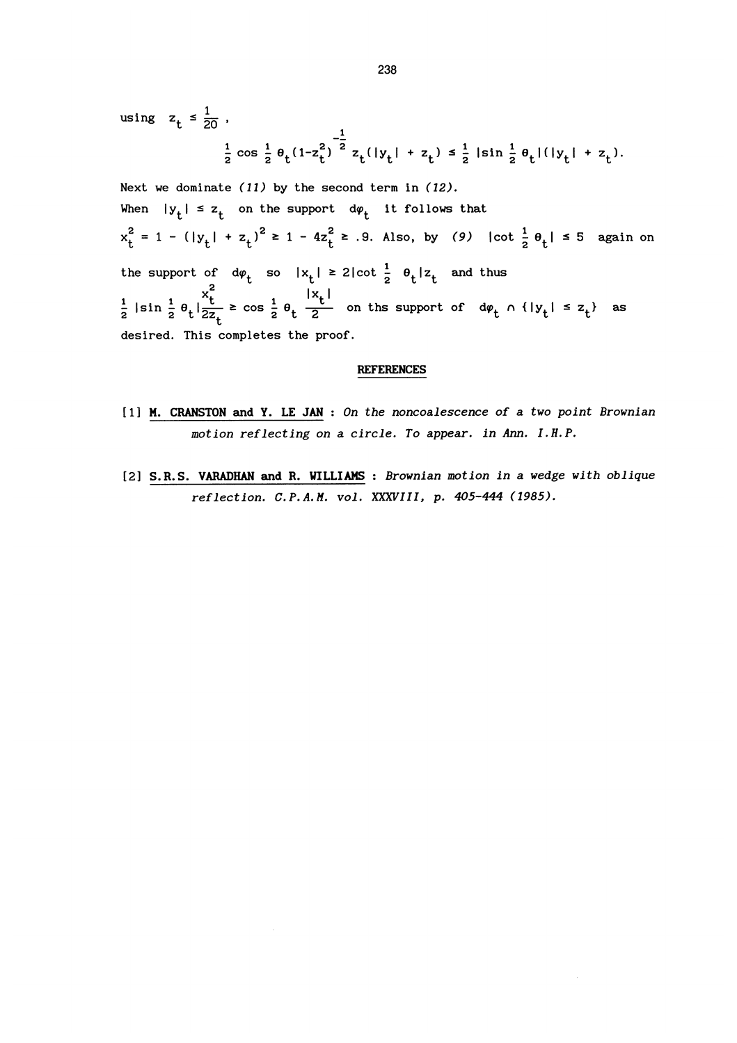using $z_t \le \frac{1}{20}$,

$$\frac{1}{2} \cos \frac{1}{2} \theta_t (1-z_t^2)^{-\frac{1}{2}} z_t(|y_t| + z_t) \le \frac{1}{2} |\sin \frac{1}{2} \theta_t|(|y_t| + z_t).$$

Next we dominate *(11)* by the second term in *(12)*.

When $|y_t| \le z_t$ on the support $d\varphi_t$ it follows that $x_t^2 = 1 - (|y_t| + z_t)^2 \ge 1 - 4z_t^2 \ge .9$. Also, by *(9)* $|\cot \frac{1}{2} \theta_t| \le 5$ again on the support of $d\varphi_t$ so $|x_t| \ge 2|\cot \frac{1}{2} \theta_t| z_t$ and thus $\frac{1}{2} |\sin \frac{1}{2} \theta_t| \frac{x_t^2}{2z_t} \ge \cos \frac{1}{2} \theta_t \frac{|x_t|}{2}$ on ths support of $d\varphi_t \cap \{|y_t| \le z_t\}$ as desired. This completes the proof.

## REFERENCES

[1] **M. CRANSTON and Y. LE JAN** : *On the noncoalescence of a two point Brownian motion reflecting on a circle. To appear. in Ann. I.H.P.*

[2] **S.R.S. VARADHAN and R. WILLIAMS** : *Brownian motion in a wedge with oblique reflection. C.P.A.M. vol. XXXVIII, p. 405-444 (1985).*